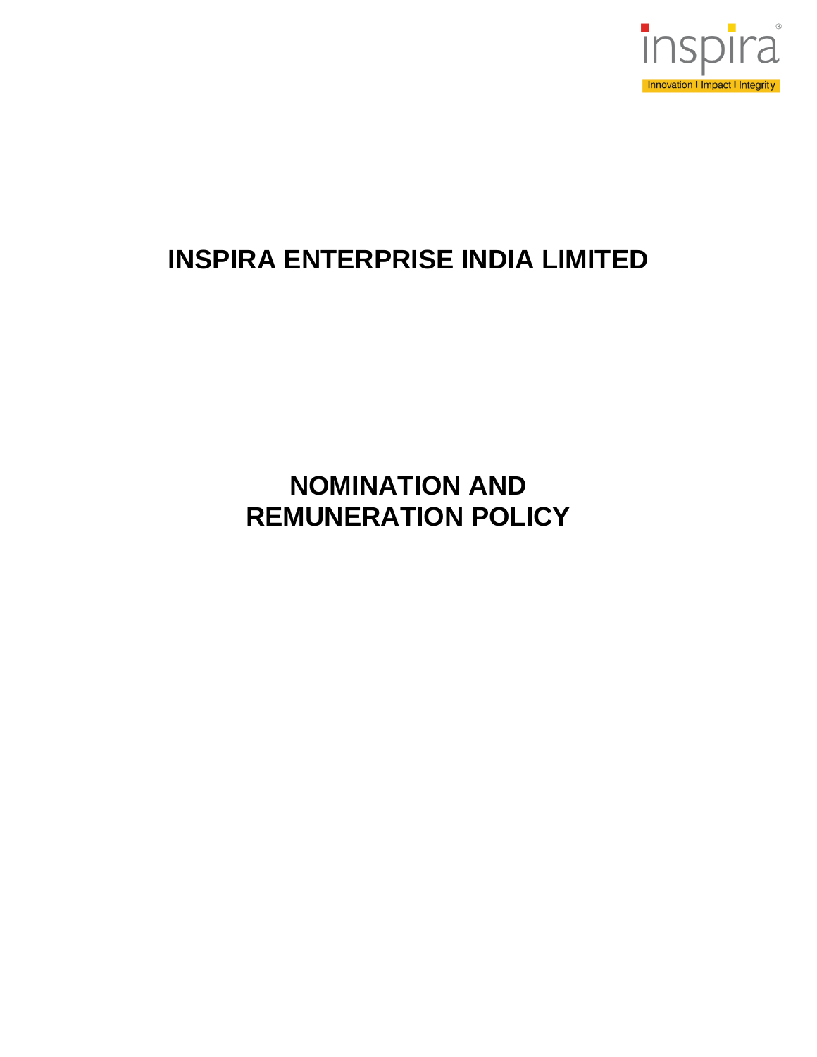# INSPIRA ENTERPRISE INDIA LIMITED

# NOMINATION AND REMUNERATION POLICY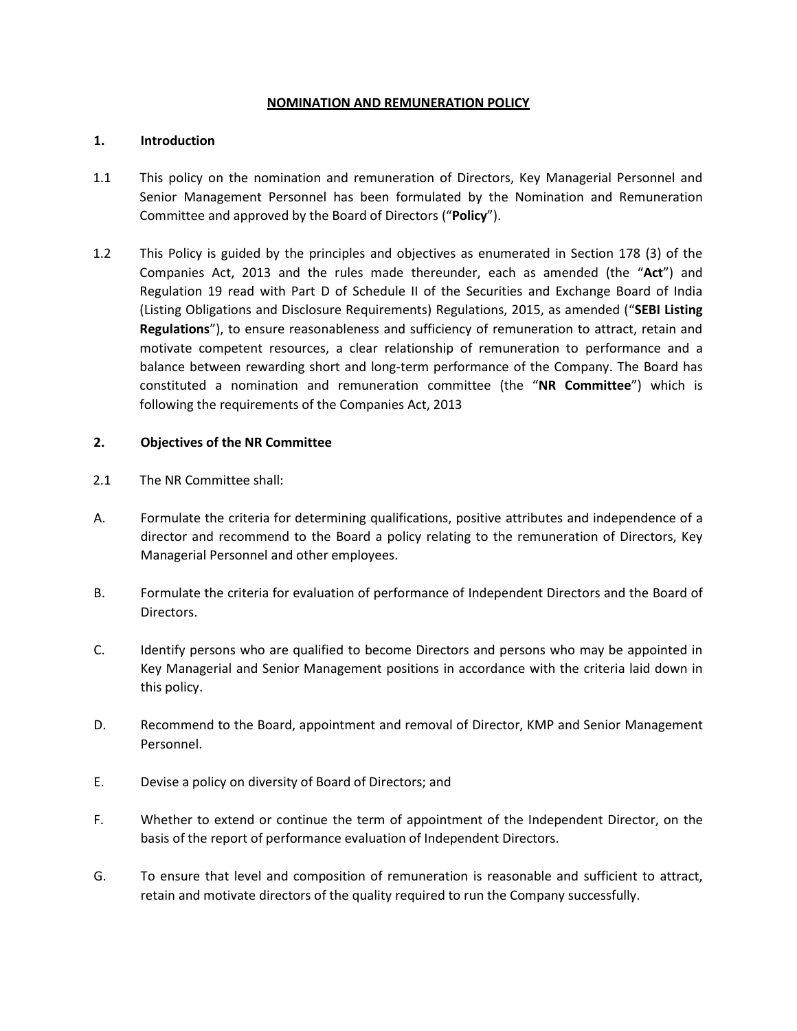# NOMINATION AND REMUNERATION POLICY

## 1. Introduction

1.1 This policy on the nomination and remuneration of Directors, Key Managerial Personnel and Senior Management Personnel has been formulated by the Nomination and Remuneration Committee and approved by the Board of Directors ("**Policy**").

1.2 This Policy is guided by the principles and objectives as enumerated in Section 178 (3) of the Companies Act, 2013 and the rules made thereunder, each as amended (the "**Act**") and Regulation 19 read with Part D of Schedule II of the Securities and Exchange Board of India (Listing Obligations and Disclosure Requirements) Regulations, 2015, as amended ("**SEBI Listing Regulations**"), to ensure reasonableness and sufficiency of remuneration to attract, retain and motivate competent resources, a clear relationship of remuneration to performance and a balance between rewarding short and long-term performance of the Company. The Board has constituted a nomination and remuneration committee (the "**NR Committee**") which is following the requirements of the Companies Act, 2013

## 2. Objectives of the NR Committee

2.1 The NR Committee shall:

A. Formulate the criteria for determining qualifications, positive attributes and independence of a director and recommend to the Board a policy relating to the remuneration of Directors, Key Managerial Personnel and other employees.

B. Formulate the criteria for evaluation of performance of Independent Directors and the Board of Directors.

C. Identify persons who are qualified to become Directors and persons who may be appointed in Key Managerial and Senior Management positions in accordance with the criteria laid down in this policy.

D. Recommend to the Board, appointment and removal of Director, KMP and Senior Management Personnel.

E. Devise a policy on diversity of Board of Directors; and

F. Whether to extend or continue the term of appointment of the Independent Director, on the basis of the report of performance evaluation of Independent Directors.

G. To ensure that level and composition of remuneration is reasonable and sufficient to attract, retain and motivate directors of the quality required to run the Company successfully.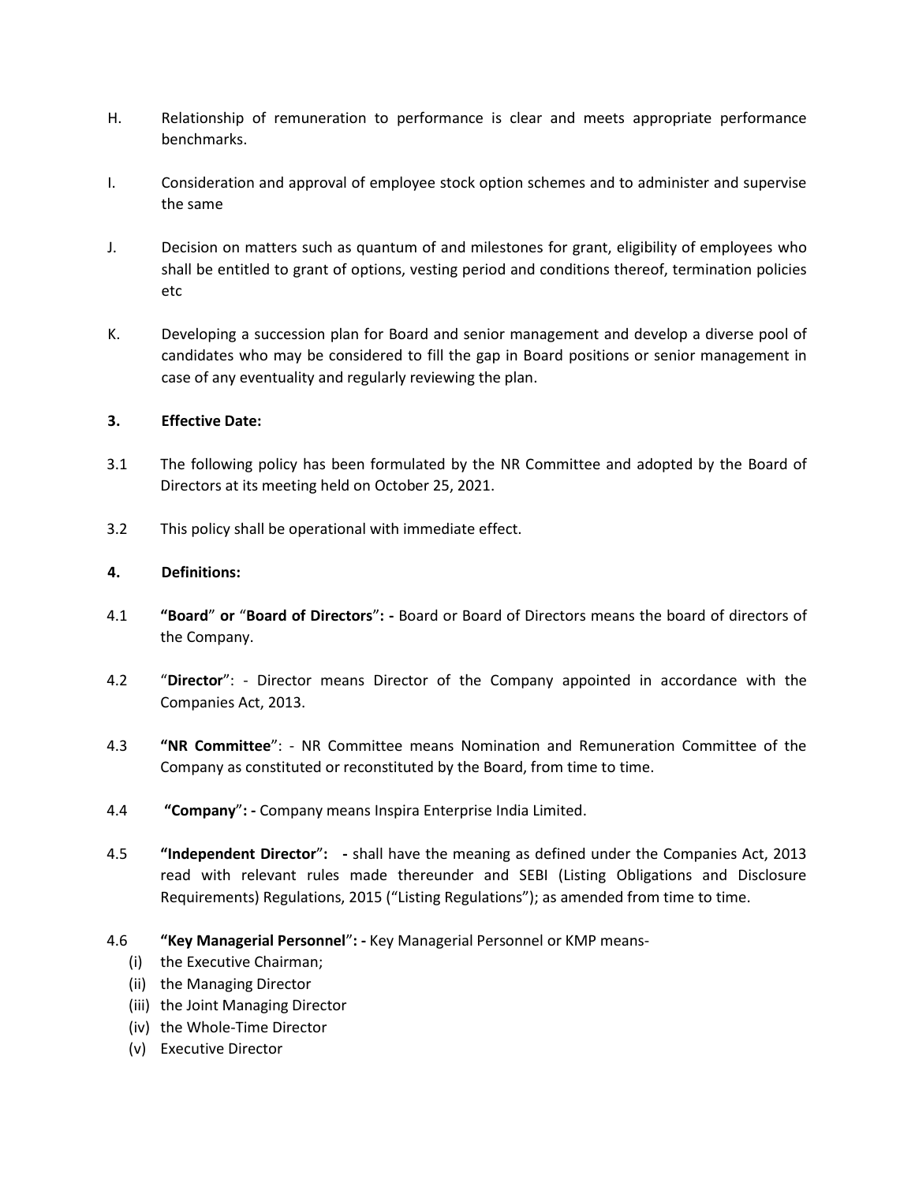H. Relationship of remuneration to performance is clear and meets appropriate performance benchmarks.

I. Consideration and approval of employee stock option schemes and to administer and supervise the same

J. Decision on matters such as quantum of and milestones for grant, eligibility of employees who shall be entitled to grant of options, vesting period and conditions thereof, termination policies etc

K. Developing a succession plan for Board and senior management and develop a diverse pool of candidates who may be considered to fill the gap in Board positions or senior management in case of any eventuality and regularly reviewing the plan.

**3. Effective Date:**

3.1 The following policy has been formulated by the NR Committee and adopted by the Board of Directors at its meeting held on October 25, 2021.

3.2 This policy shall be operational with immediate effect.

**4. Definitions:**

4.1 **"Board" or "Board of Directors": -** Board or Board of Directors means the board of directors of the Company.

4.2 "**Director**": - Director means Director of the Company appointed in accordance with the Companies Act, 2013.

4.3 **"NR Committee"**: - NR Committee means Nomination and Remuneration Committee of the Company as constituted or reconstituted by the Board, from time to time.

4.4 **"Company": -** Company means Inspira Enterprise India Limited.

4.5 **"Independent Director": -** shall have the meaning as defined under the Companies Act, 2013 read with relevant rules made thereunder and SEBI (Listing Obligations and Disclosure Requirements) Regulations, 2015 ("Listing Regulations"); as amended from time to time.

4.6 **"Key Managerial Personnel": -** Key Managerial Personnel or KMP means-

(i) the Executive Chairman;
(ii) the Managing Director
(iii) the Joint Managing Director
(iv) the Whole-Time Director
(v) Executive Director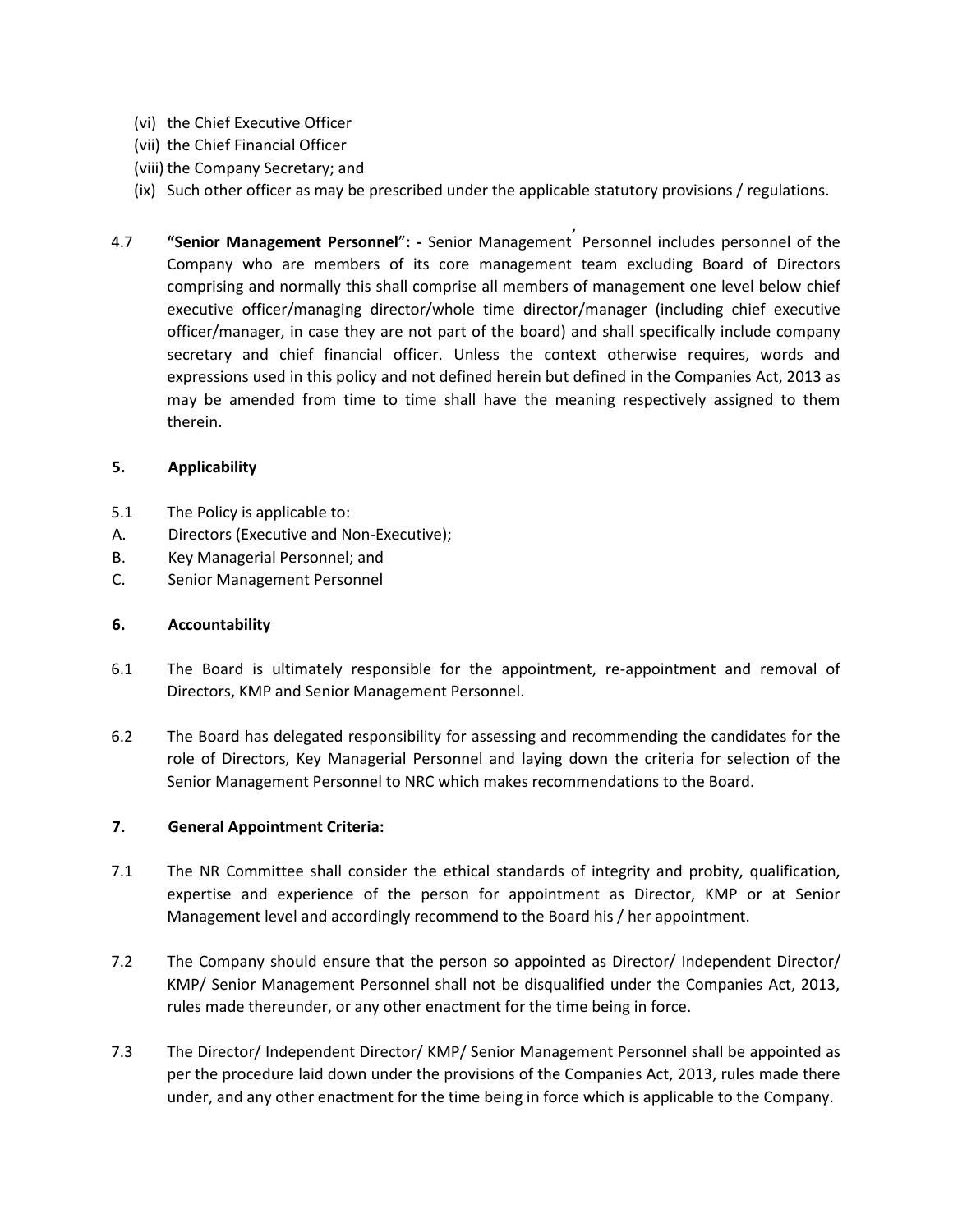(vi) the Chief Executive Officer

(vii) the Chief Financial Officer

(viii) the Company Secretary; and

(ix) Such other officer as may be prescribed under the applicable statutory provisions / regulations.

4.7 **"Senior Management Personnel": -** Senior Management Personnel includes personnel of the Company who are members of its core management team excluding Board of Directors comprising and normally this shall comprise all members of management one level below chief executive officer/managing director/whole time director/manager (including chief executive officer/manager, in case they are not part of the board) and shall specifically include company secretary and chief financial officer. Unless the context otherwise requires, words and expressions used in this policy and not defined herein but defined in the Companies Act, 2013 as may be amended from time to time shall have the meaning respectively assigned to them therein.

**5. Applicability**

5.1 The Policy is applicable to:

A. Directors (Executive and Non-Executive);

B. Key Managerial Personnel; and

C. Senior Management Personnel

**6. Accountability**

6.1 The Board is ultimately responsible for the appointment, re-appointment and removal of Directors, KMP and Senior Management Personnel.

6.2 The Board has delegated responsibility for assessing and recommending the candidates for the role of Directors, Key Managerial Personnel and laying down the criteria for selection of the Senior Management Personnel to NRC which makes recommendations to the Board.

**7. General Appointment Criteria:**

7.1 The NR Committee shall consider the ethical standards of integrity and probity, qualification, expertise and experience of the person for appointment as Director, KMP or at Senior Management level and accordingly recommend to the Board his / her appointment.

7.2 The Company should ensure that the person so appointed as Director/ Independent Director/ KMP/ Senior Management Personnel shall not be disqualified under the Companies Act, 2013, rules made thereunder, or any other enactment for the time being in force.

7.3 The Director/ Independent Director/ KMP/ Senior Management Personnel shall be appointed as per the procedure laid down under the provisions of the Companies Act, 2013, rules made there under, and any other enactment for the time being in force which is applicable to the Company.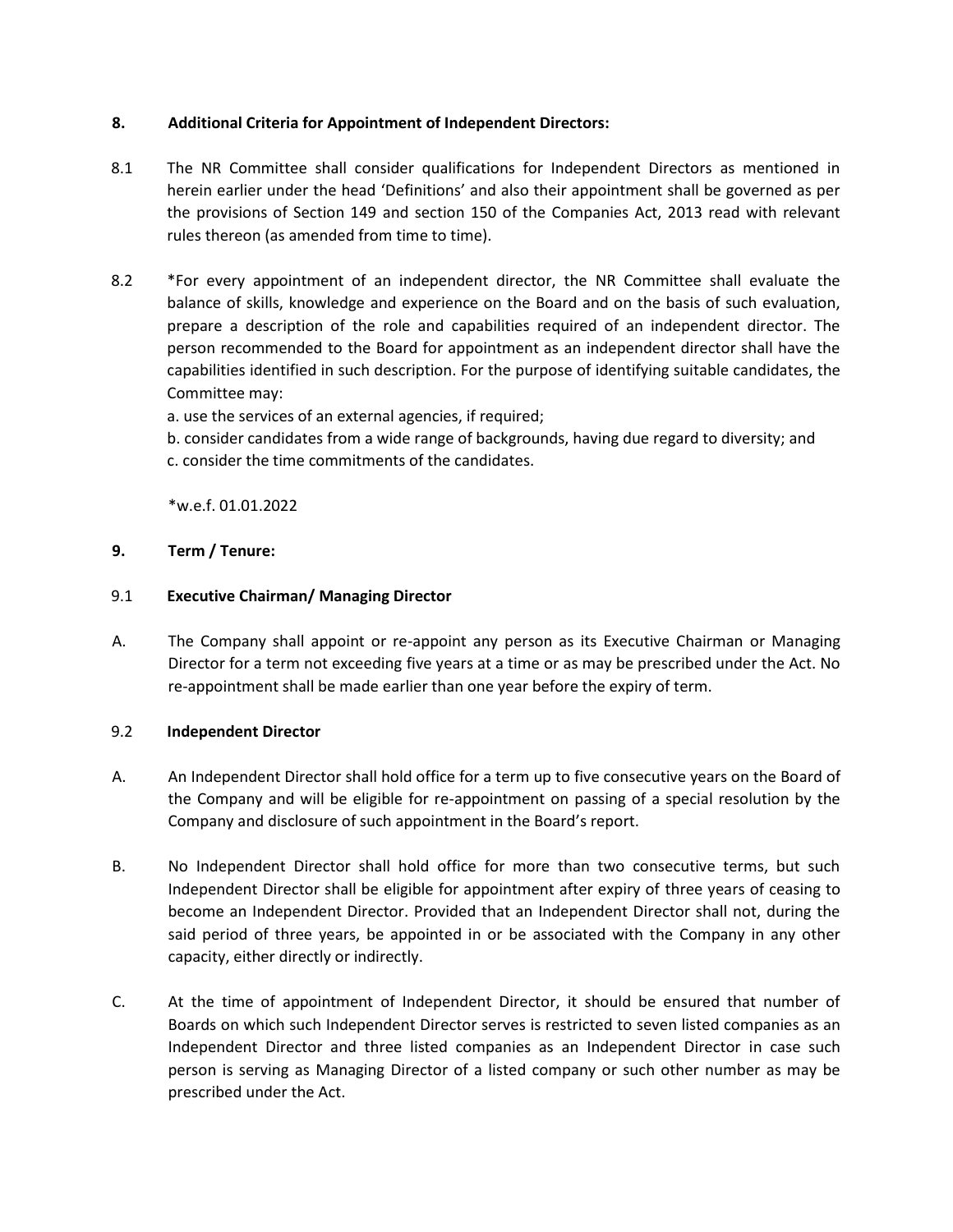**8. Additional Criteria for Appointment of Independent Directors:**

8.1 The NR Committee shall consider qualifications for Independent Directors as mentioned in herein earlier under the head 'Definitions' and also their appointment shall be governed as per the provisions of Section 149 and section 150 of the Companies Act, 2013 read with relevant rules thereon (as amended from time to time).

8.2 *For every appointment of an independent director, the NR Committee shall evaluate the balance of skills, knowledge and experience on the Board and on the basis of such evaluation, prepare a description of the role and capabilities required of an independent director. The person recommended to the Board for appointment as an independent director shall have the capabilities identified in such description. For the purpose of identifying suitable candidates, the Committee may:

a. use the services of an external agencies, if required;
b. consider candidates from a wide range of backgrounds, having due regard to diversity; and
c. consider the time commitments of the candidates.

*w.e.f. 01.01.2022

**9. Term / Tenure:**

9.1 **Executive Chairman/ Managing Director**

A. The Company shall appoint or re-appoint any person as its Executive Chairman or Managing Director for a term not exceeding five years at a time or as may be prescribed under the Act. No re-appointment shall be made earlier than one year before the expiry of term.

9.2 **Independent Director**

A. An Independent Director shall hold office for a term up to five consecutive years on the Board of the Company and will be eligible for re-appointment on passing of a special resolution by the Company and disclosure of such appointment in the Board's report.

B. No Independent Director shall hold office for more than two consecutive terms, but such Independent Director shall be eligible for appointment after expiry of three years of ceasing to become an Independent Director. Provided that an Independent Director shall not, during the said period of three years, be appointed in or be associated with the Company in any other capacity, either directly or indirectly.

C. At the time of appointment of Independent Director, it should be ensured that number of Boards on which such Independent Director serves is restricted to seven listed companies as an Independent Director and three listed companies as an Independent Director in case such person is serving as Managing Director of a listed company or such other number as may be prescribed under the Act.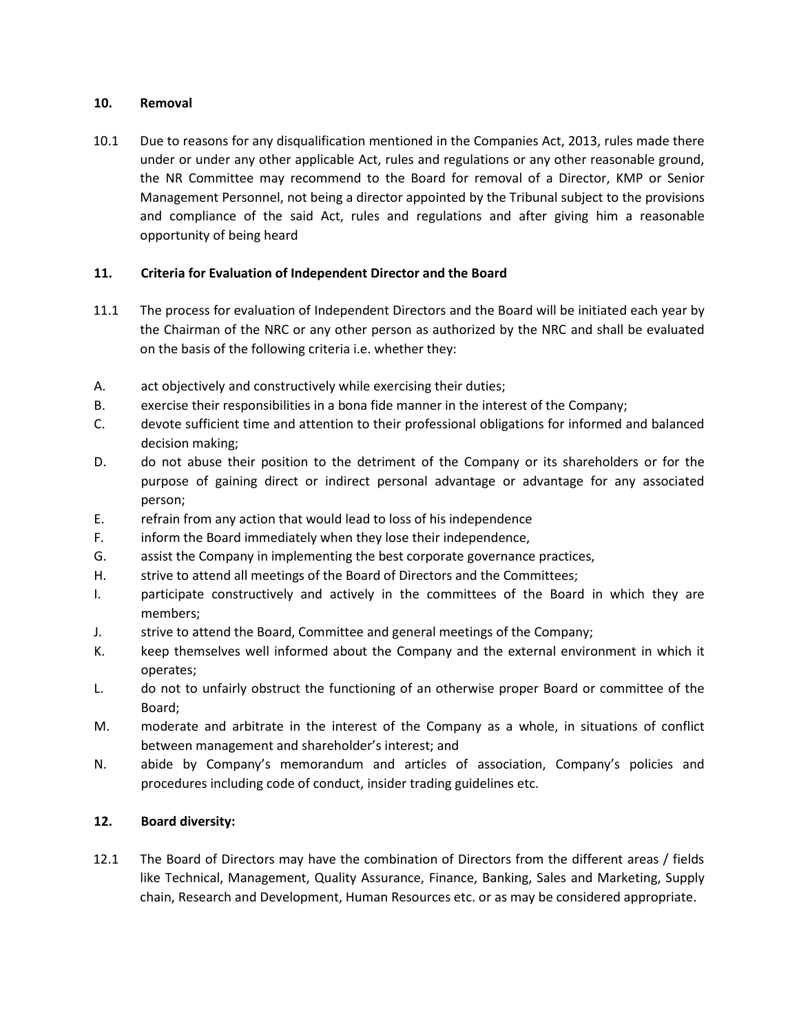## 10. Removal

10.1 Due to reasons for any disqualification mentioned in the Companies Act, 2013, rules made there under or under any other applicable Act, rules and regulations or any other reasonable ground, the NR Committee may recommend to the Board for removal of a Director, KMP or Senior Management Personnel, not being a director appointed by the Tribunal subject to the provisions and compliance of the said Act, rules and regulations and after giving him a reasonable opportunity of being heard

## 11. Criteria for Evaluation of Independent Director and the Board

11.1 The process for evaluation of Independent Directors and the Board will be initiated each year by the Chairman of the NRC or any other person as authorized by the NRC and shall be evaluated on the basis of the following criteria i.e. whether they:

A. act objectively and constructively while exercising their duties;
B. exercise their responsibilities in a bona fide manner in the interest of the Company;
C. devote sufficient time and attention to their professional obligations for informed and balanced decision making;
D. do not abuse their position to the detriment of the Company or its shareholders or for the purpose of gaining direct or indirect personal advantage or advantage for any associated person;
E. refrain from any action that would lead to loss of his independence
F. inform the Board immediately when they lose their independence,
G. assist the Company in implementing the best corporate governance practices,
H. strive to attend all meetings of the Board of Directors and the Committees;
I. participate constructively and actively in the committees of the Board in which they are members;
J. strive to attend the Board, Committee and general meetings of the Company;
K. keep themselves well informed about the Company and the external environment in which it operates;
L. do not to unfairly obstruct the functioning of an otherwise proper Board or committee of the Board;
M. moderate and arbitrate in the interest of the Company as a whole, in situations of conflict between management and shareholder's interest; and
N. abide by Company's memorandum and articles of association, Company's policies and procedures including code of conduct, insider trading guidelines etc.

## 12. Board diversity:

12.1 The Board of Directors may have the combination of Directors from the different areas / fields like Technical, Management, Quality Assurance, Finance, Banking, Sales and Marketing, Supply chain, Research and Development, Human Resources etc. or as may be considered appropriate.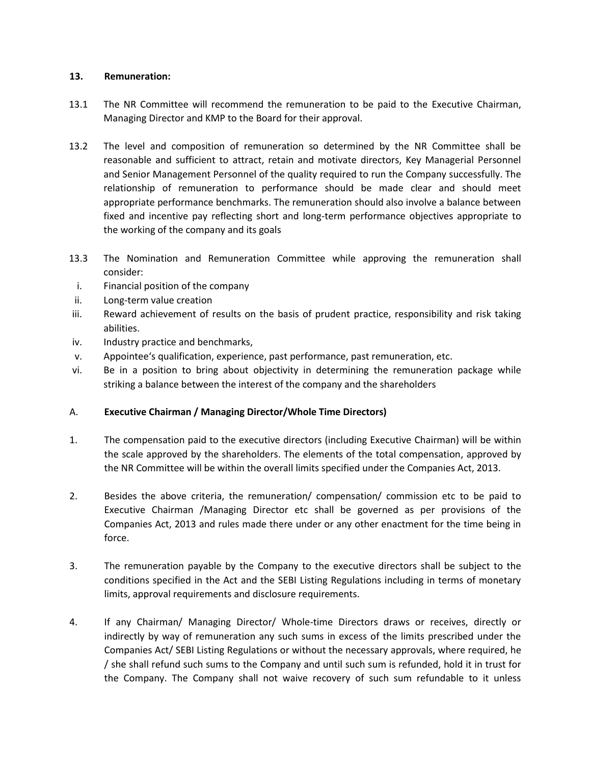**13. Remuneration:**

13.1 The NR Committee will recommend the remuneration to be paid to the Executive Chairman, Managing Director and KMP to the Board for their approval.

13.2 The level and composition of remuneration so determined by the NR Committee shall be reasonable and sufficient to attract, retain and motivate directors, Key Managerial Personnel and Senior Management Personnel of the quality required to run the Company successfully. The relationship of remuneration to performance should be made clear and should meet appropriate performance benchmarks. The remuneration should also involve a balance between fixed and incentive pay reflecting short and long-term performance objectives appropriate to the working of the company and its goals

13.3 The Nomination and Remuneration Committee while approving the remuneration shall consider:

i. Financial position of the company
ii. Long-term value creation
iii. Reward achievement of results on the basis of prudent practice, responsibility and risk taking abilities.
iv. Industry practice and benchmarks,
v. Appointee's qualification, experience, past performance, past remuneration, etc.
vi. Be in a position to bring about objectivity in determining the remuneration package while striking a balance between the interest of the company and the shareholders

A. **Executive Chairman / Managing Director/Whole Time Directors)**

1. The compensation paid to the executive directors (including Executive Chairman) will be within the scale approved by the shareholders. The elements of the total compensation, approved by the NR Committee will be within the overall limits specified under the Companies Act, 2013.

2. Besides the above criteria, the remuneration/ compensation/ commission etc to be paid to Executive Chairman /Managing Director etc shall be governed as per provisions of the Companies Act, 2013 and rules made there under or any other enactment for the time being in force.

3. The remuneration payable by the Company to the executive directors shall be subject to the conditions specified in the Act and the SEBI Listing Regulations including in terms of monetary limits, approval requirements and disclosure requirements.

4. If any Chairman/ Managing Director/ Whole-time Directors draws or receives, directly or indirectly by way of remuneration any such sums in excess of the limits prescribed under the Companies Act/ SEBI Listing Regulations or without the necessary approvals, where required, he / she shall refund such sums to the Company and until such sum is refunded, hold it in trust for the Company. The Company shall not waive recovery of such sum refundable to it unless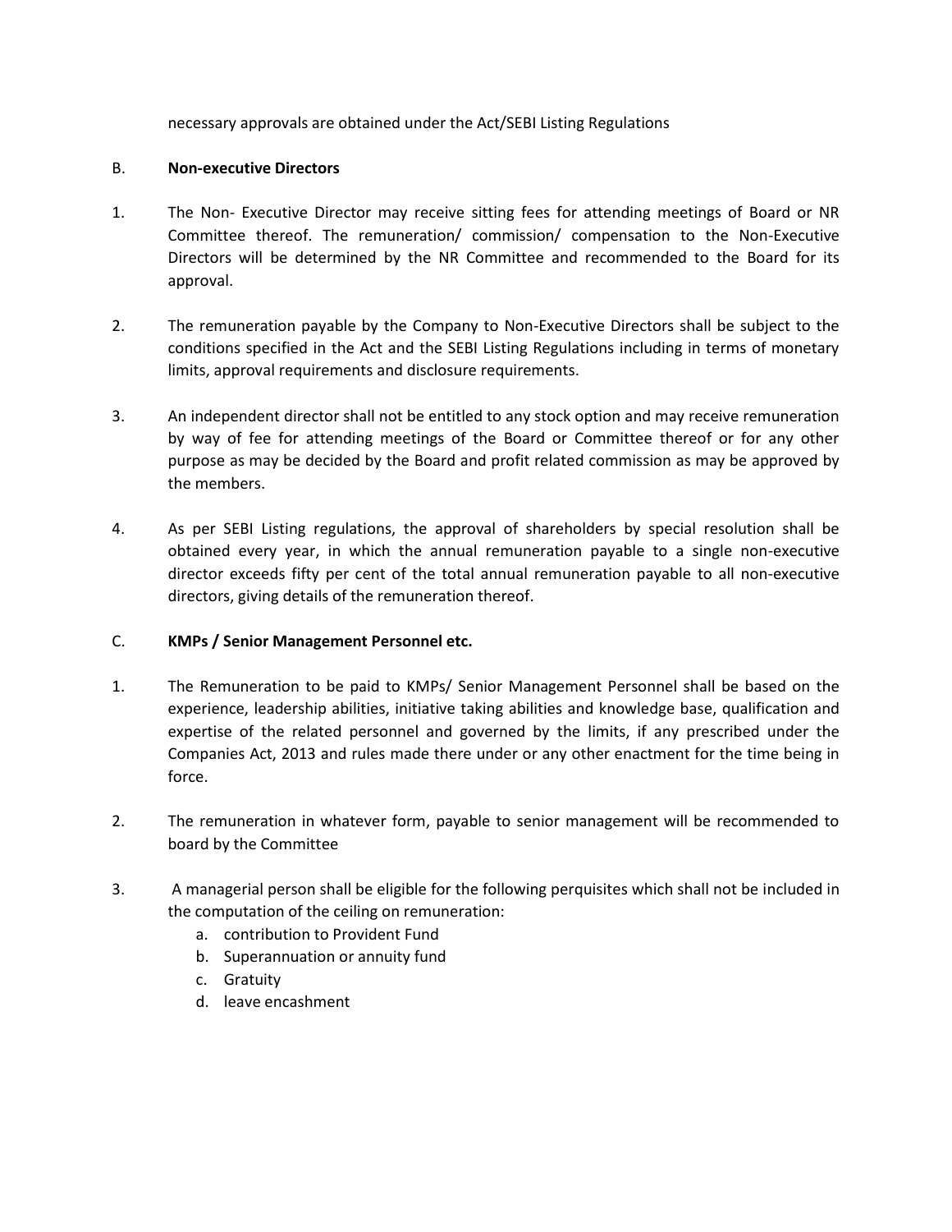necessary approvals are obtained under the Act/SEBI Listing Regulations

B. **Non-executive Directors**

1. The Non- Executive Director may receive sitting fees for attending meetings of Board or NR Committee thereof. The remuneration/ commission/ compensation to the Non-Executive Directors will be determined by the NR Committee and recommended to the Board for its approval.

2. The remuneration payable by the Company to Non-Executive Directors shall be subject to the conditions specified in the Act and the SEBI Listing Regulations including in terms of monetary limits, approval requirements and disclosure requirements.

3. An independent director shall not be entitled to any stock option and may receive remuneration by way of fee for attending meetings of the Board or Committee thereof or for any other purpose as may be decided by the Board and profit related commission as may be approved by the members.

4. As per SEBI Listing regulations, the approval of shareholders by special resolution shall be obtained every year, in which the annual remuneration payable to a single non-executive director exceeds fifty per cent of the total annual remuneration payable to all non-executive directors, giving details of the remuneration thereof.

C. **KMPs / Senior Management Personnel etc.**

1. The Remuneration to be paid to KMPs/ Senior Management Personnel shall be based on the experience, leadership abilities, initiative taking abilities and knowledge base, qualification and expertise of the related personnel and governed by the limits, if any prescribed under the Companies Act, 2013 and rules made there under or any other enactment for the time being in force.

2. The remuneration in whatever form, payable to senior management will be recommended to board by the Committee

3. A managerial person shall be eligible for the following perquisites which shall not be included in the computation of the ceiling on remuneration:
   a. contribution to Provident Fund
   b. Superannuation or annuity fund
   c. Gratuity
   d. leave encashment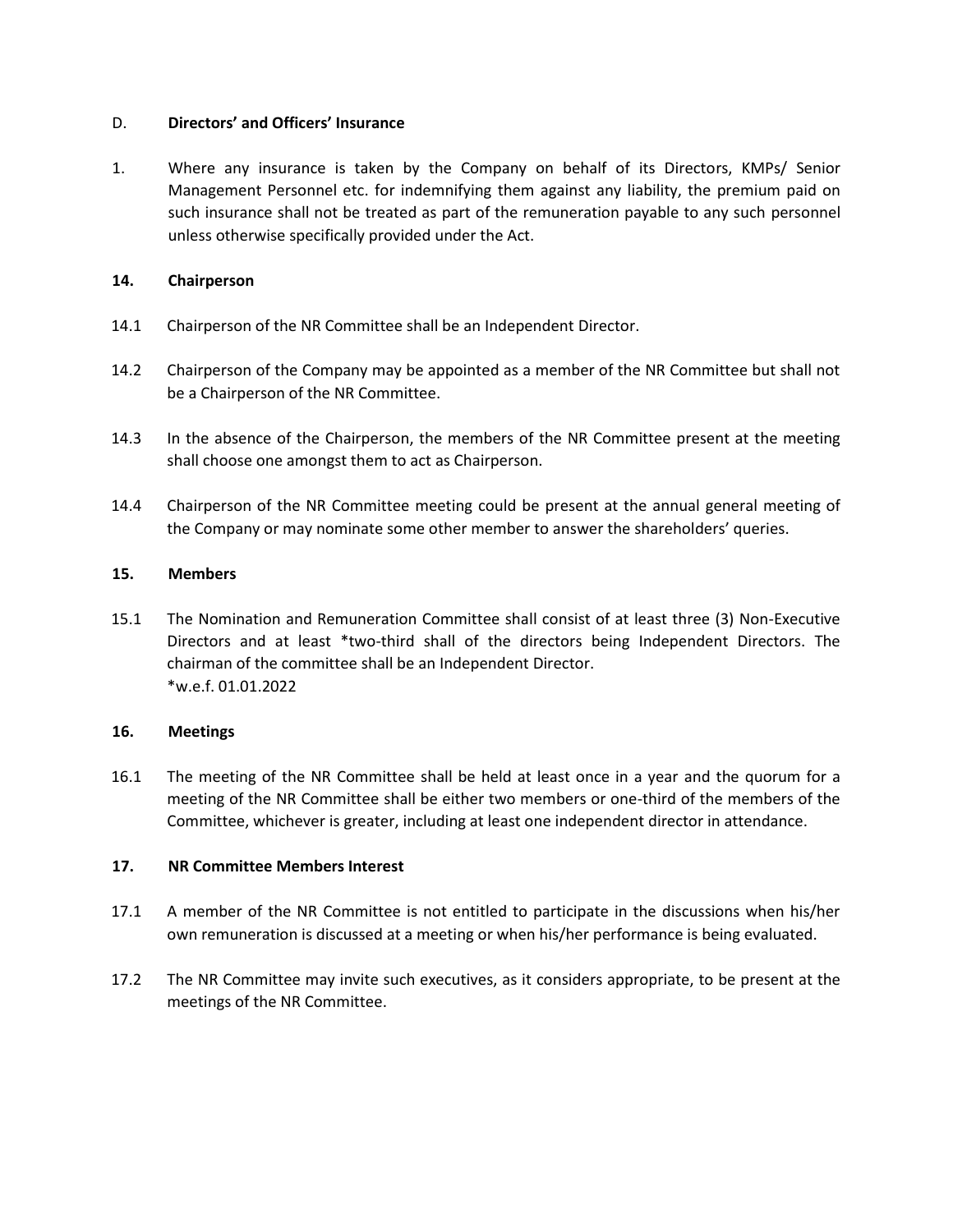D. **Directors' and Officers' Insurance**

1. Where any insurance is taken by the Company on behalf of its Directors, KMPs/ Senior Management Personnel etc. for indemnifying them against any liability, the premium paid on such insurance shall not be treated as part of the remuneration payable to any such personnel unless otherwise specifically provided under the Act.

## 14. Chairperson

14.1 Chairperson of the NR Committee shall be an Independent Director.

14.2 Chairperson of the Company may be appointed as a member of the NR Committee but shall not be a Chairperson of the NR Committee.

14.3 In the absence of the Chairperson, the members of the NR Committee present at the meeting shall choose one amongst them to act as Chairperson.

14.4 Chairperson of the NR Committee meeting could be present at the annual general meeting of the Company or may nominate some other member to answer the shareholders' queries.

## 15. Members

15.1 The Nomination and Remuneration Committee shall consist of at least three (3) Non-Executive Directors and at least *two-third shall of the directors being Independent Directors. The chairman of the committee shall be an Independent Director.
*w.e.f. 01.01.2022

## 16. Meetings

16.1 The meeting of the NR Committee shall be held at least once in a year and the quorum for a meeting of the NR Committee shall be either two members or one-third of the members of the Committee, whichever is greater, including at least one independent director in attendance.

## 17. NR Committee Members Interest

17.1 A member of the NR Committee is not entitled to participate in the discussions when his/her own remuneration is discussed at a meeting or when his/her performance is being evaluated.

17.2 The NR Committee may invite such executives, as it considers appropriate, to be present at the meetings of the NR Committee.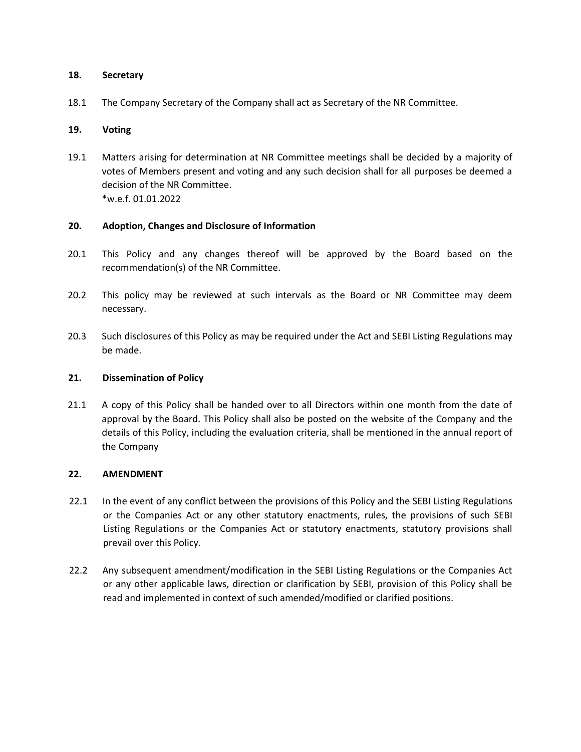## 18. Secretary

18.1 The Company Secretary of the Company shall act as Secretary of the NR Committee.

## 19. Voting

19.1 Matters arising for determination at NR Committee meetings shall be decided by a majority of votes of Members present and voting and any such decision shall for all purposes be deemed a decision of the NR Committee.
*w.e.f. 01.01.2022

## 20. Adoption, Changes and Disclosure of Information

20.1 This Policy and any changes thereof will be approved by the Board based on the recommendation(s) of the NR Committee.

20.2 This policy may be reviewed at such intervals as the Board or NR Committee may deem necessary.

20.3 Such disclosures of this Policy as may be required under the Act and SEBI Listing Regulations may be made.

## 21. Dissemination of Policy

21.1 A copy of this Policy shall be handed over to all Directors within one month from the date of approval by the Board. This Policy shall also be posted on the website of the Company and the details of this Policy, including the evaluation criteria, shall be mentioned in the annual report of the Company

## 22. AMENDMENT

22.1 In the event of any conflict between the provisions of this Policy and the SEBI Listing Regulations or the Companies Act or any other statutory enactments, rules, the provisions of such SEBI Listing Regulations or the Companies Act or statutory enactments, statutory provisions shall prevail over this Policy.

22.2 Any subsequent amendment/modification in the SEBI Listing Regulations or the Companies Act or any other applicable laws, direction or clarification by SEBI, provision of this Policy shall be read and implemented in context of such amended/modified or clarified positions.